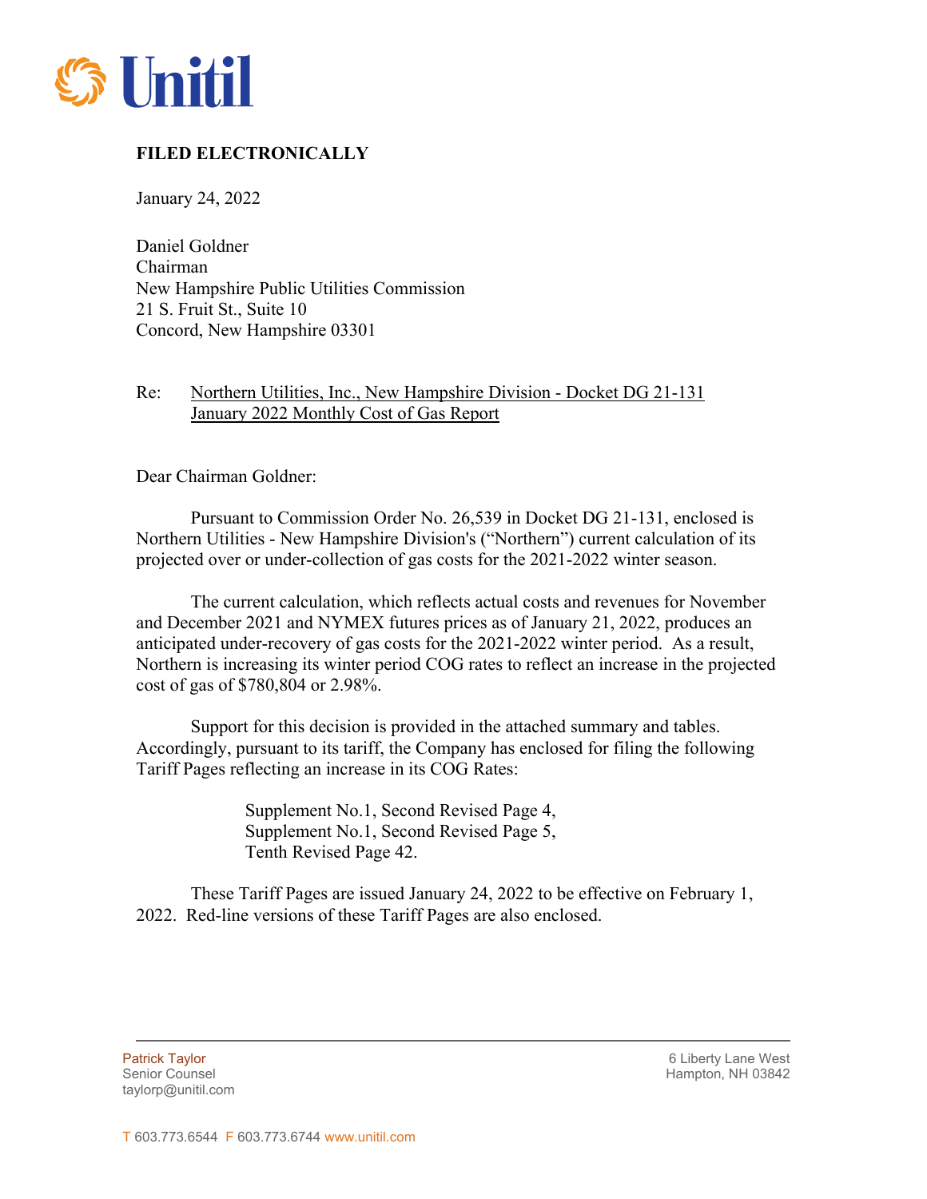Unitil

**FILED ELECTRONICALLY**

January 24, 2022

Daniel Goldner
Chairman
New Hampshire Public Utilities Commission
21 S. Fruit St., Suite 10
Concord, New Hampshire 03301

Re: Northern Utilities, Inc., New Hampshire Division - Docket DG 21-131
January 2022 Monthly Cost of Gas Report

Dear Chairman Goldner:

Pursuant to Commission Order No. 26,539 in Docket DG 21-131, enclosed is Northern Utilities - New Hampshire Division's ("Northern") current calculation of its projected over or under-collection of gas costs for the 2021-2022 winter season.

The current calculation, which reflects actual costs and revenues for November and December 2021 and NYMEX futures prices as of January 21, 2022, produces an anticipated under-recovery of gas costs for the 2021-2022 winter period. As a result, Northern is increasing its winter period COG rates to reflect an increase in the projected cost of gas of $780,804 or 2.98%.

Support for this decision is provided in the attached summary and tables. Accordingly, pursuant to its tariff, the Company has enclosed for filing the following Tariff Pages reflecting an increase in its COG Rates:

Supplement No.1, Second Revised Page 4,
Supplement No.1, Second Revised Page 5,
Tenth Revised Page 42.

These Tariff Pages are issued January 24, 2022 to be effective on February 1, 2022. Red-line versions of these Tariff Pages are also enclosed.

Patrick Taylor
Senior Counsel
taylorp@unitil.com

6 Liberty Lane West
Hampton, NH 03842

T 603.773.6544 F 603.773.6744 www.unitil.com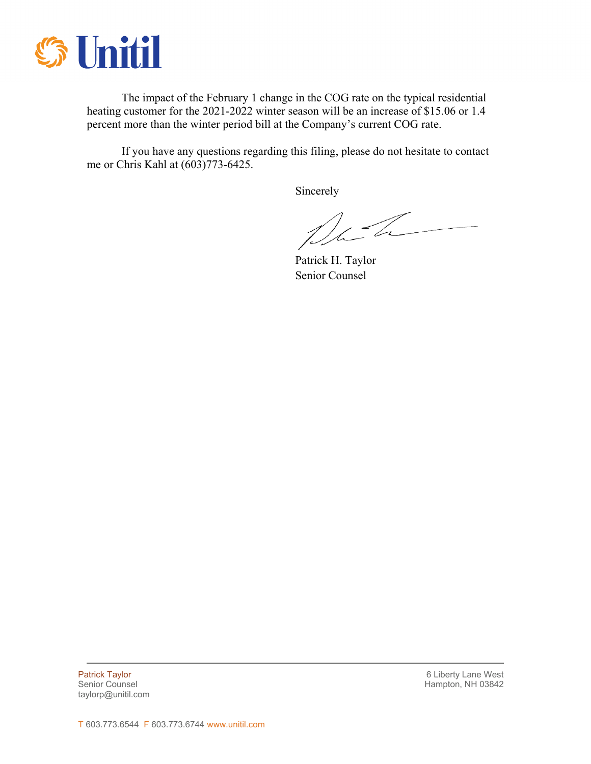The impact of the February 1 change in the COG rate on the typical residential heating customer for the 2021-2022 winter season will be an increase of $15.06 or 1.4 percent more than the winter period bill at the Company's current COG rate.

If you have any questions regarding this filing, please do not hesitate to contact me or Chris Kahl at (603)773-6425.

Sincerely

Patrick H. Taylor
Senior Counsel

Patrick Taylor
Senior Counsel
taylorp@unitil.com

6 Liberty Lane West
Hampton, NH 03842

T 603.773.6544 F 603.773.6744 www.unitil.com